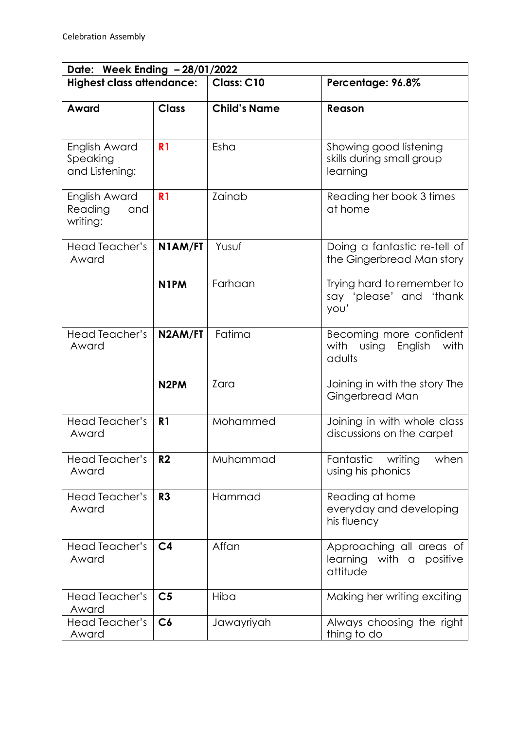Celebration Assembly

| Date: Week Ending – 28/01/2022 | | | |
|---|---|---|---|
| **Highest class attendance:** | | **Class: C10** | **Percentage: 96.8%** |
| **Award** | **Class** | **Child's Name** | **Reason** |
| English Award Speaking and Listening: | **R1** | Esha | Showing good listening skills during small group learning |
| English Award Reading and writing: | **R1** | Zainab | Reading her book 3 times at home |
| Head Teacher's Award | **N1AM/FT** | Yusuf | Doing a fantastic re-tell of the Gingerbread Man story |
| | **N1PM** | Farhaan | Trying hard to remember to say 'please' and 'thank you' |
| Head Teacher's Award | **N2AM/FT** | Fatima | Becoming more confident with using English with adults |
| | **N2PM** | Zara | Joining in with the story The Gingerbread Man |
| Head Teacher's Award | **R1** | Mohammed | Joining in with whole class discussions on the carpet |
| Head Teacher's Award | **R2** | Muhammad | Fantastic writing when using his phonics |
| Head Teacher's Award | **R3** | Hammad | Reading at home everyday and developing his fluency |
| Head Teacher's Award | **C4** | Affan | Approaching all areas of learning with a positive attitude |
| Head Teacher's Award | **C5** | Hiba | Making her writing exciting |
| Head Teacher's Award | **C6** | Jawayriyah | Always choosing the right thing to do |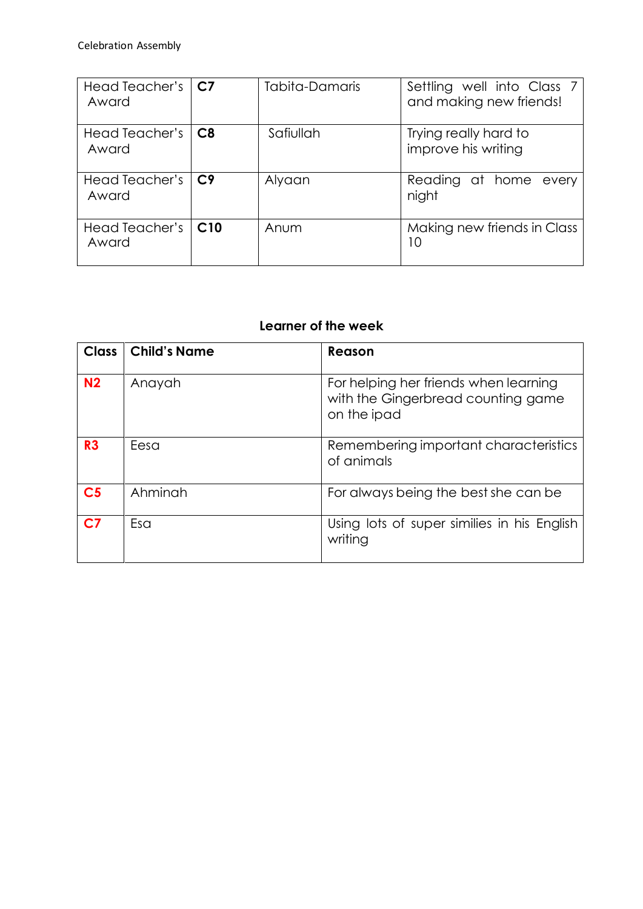| | | | |
|---|---|---|---|
| Head Teacher's Award | **C7** | Tabita-Damaris | Settling well into Class 7 and making new friends! |
| Head Teacher's Award | **C8** | Safiullah | Trying really hard to improve his writing |
| Head Teacher's Award | **C9** | Alyaan | Reading at home every night |
| Head Teacher's Award | **C10** | Anum | Making new friends in Class 10 |

### Learner of the week

| Class | Child's Name | Reason |
|---|---|---|
| **N2** | Anayah | For helping her friends when learning with the Gingerbread counting game on the ipad |
| **R3** | Eesa | Remembering important characteristics of animals |
| **C5** | Ahminah | For always being the best she can be |
| **C7** | Esa | Using lots of super similies in his English writing |